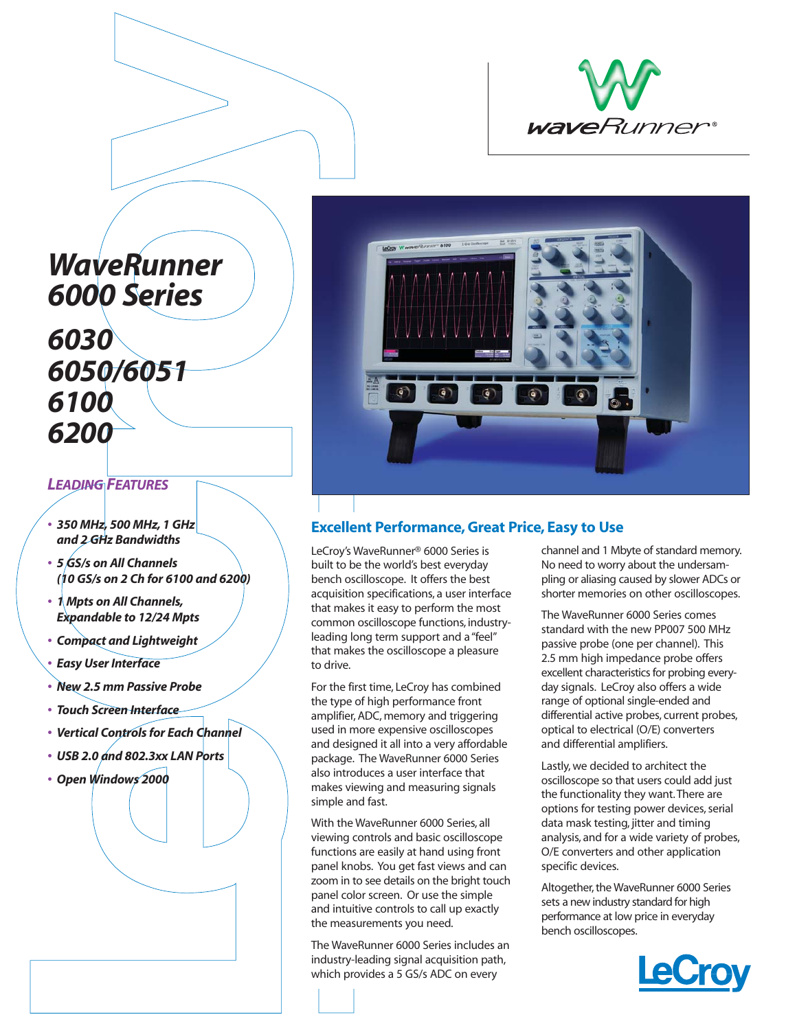# WaveRunner 6000 Series

## 6030
## 6050/6051
## 6100
## 6200

### Leading Features

- *350 MHz, 500 MHz, 1 GHz and 2 GHz Bandwidths*
- *5 GS/s on All Channels (10 GS/s on 2 Ch for 6100 and 6200)*
- *1 Mpts on All Channels, Expandable to 12/24 Mpts*
- *Compact and Lightweight*
- *Easy User Interface*
- *New 2.5 mm Passive Probe*
- *Touch Screen Interface*
- *Vertical Controls for Each Channel*
- *USB 2.0 and 802.3xx LAN Ports*
- *Open Windows 2000*

## Excellent Performance, Great Price, Easy to Use

LeCroy's WaveRunner® 6000 Series is built to be the world's best everyday bench oscilloscope. It offers the best acquisition specifications, a user interface that makes it easy to perform the most common oscilloscope functions, industry-leading long term support and a "feel" that makes the oscilloscope a pleasure to drive.

For the first time, LeCroy has combined the type of high performance front amplifier, ADC, memory and triggering used in more expensive oscilloscopes and designed it all into a very affordable package. The WaveRunner 6000 Series also introduces a user interface that makes viewing and measuring signals simple and fast.

With the WaveRunner 6000 Series, all viewing controls and basic oscilloscope functions are easily at hand using front panel knobs. You get fast views and can zoom in to see details on the bright touch panel color screen. Or use the simple and intuitive controls to call up exactly the measurements you need.

The WaveRunner 6000 Series includes an industry-leading signal acquisition path, which provides a 5 GS/s ADC on every channel and 1 Mbyte of standard memory. No need to worry about the undersampling or aliasing caused by slower ADCs or shorter memories on other oscilloscopes.

The WaveRunner 6000 Series comes standard with the new PP007 500 MHz passive probe (one per channel). This 2.5 mm high impedance probe offers excellent characteristics for probing everyday signals. LeCroy also offers a wide range of optional single-ended and differential active probes, current probes, optical to electrical (O/E) converters and differential amplifiers.

Lastly, we decided to architect the oscilloscope so that users could add just the functionality they want. There are options for testing power devices, serial data mask testing, jitter and timing analysis, and for a wide variety of probes, O/E converters and other application specific devices.

Altogether, the WaveRunner 6000 Series sets a new industry standard for high performance at low price in everyday bench oscilloscopes.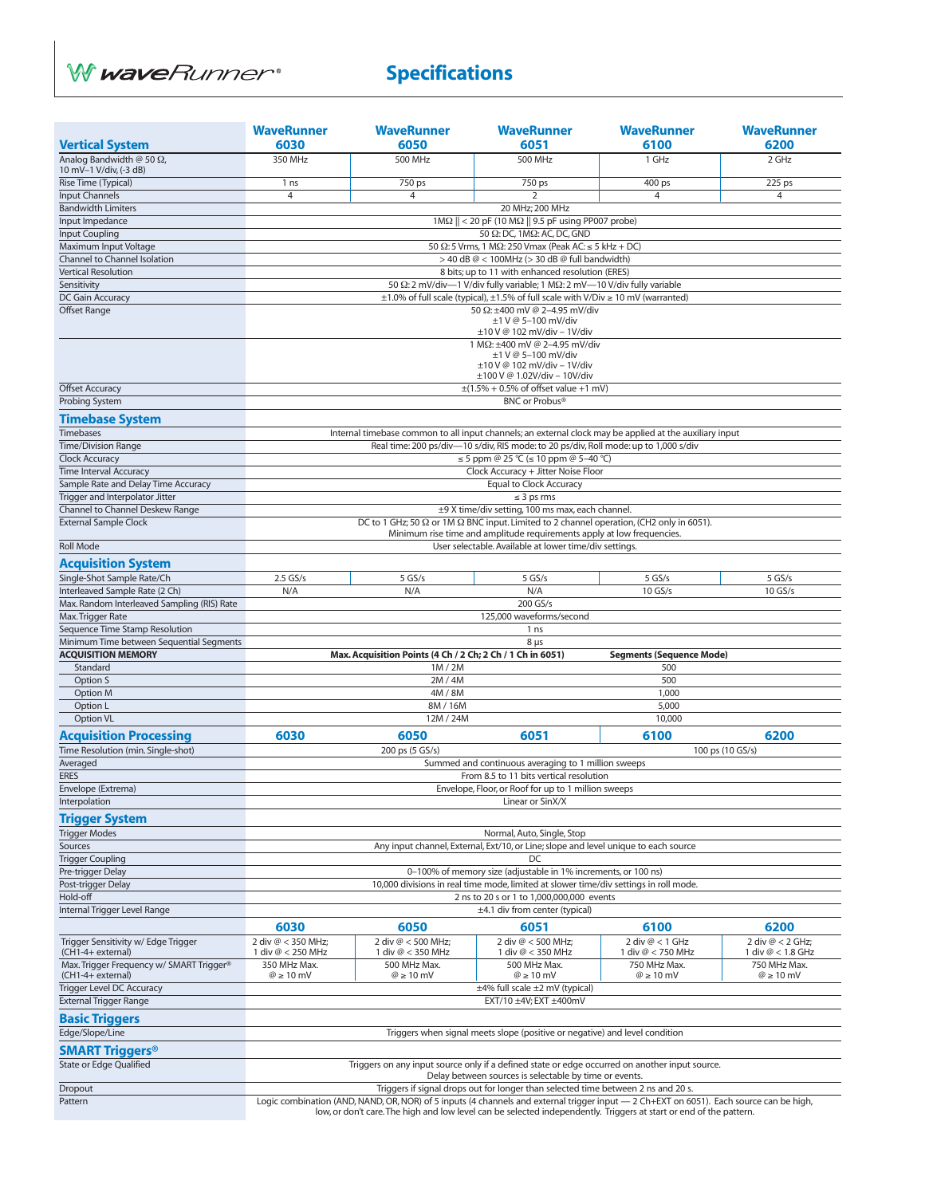## Specifications

| Vertical System | WaveRunner 6030 | WaveRunner 6050 | WaveRunner 6051 | WaveRunner 6100 | WaveRunner 6200 |
|---|---|---|---|---|---|
| Analog Bandwidth @ 50 Ω, 10 mV–1 V/div, (-3 dB) | 350 MHz | 500 MHz | 500 MHz | 1 GHz | 2 GHz |
| Rise Time (Typical) | 1 ns | 750 ps | 750 ps | 400 ps | 225 ps |
| Input Channels | 4 | 4 | 2 | 4 | 4 |
| Bandwidth Limiters | 20 MHz; 200 MHz | | | | |
| Input Impedance | 1MΩ ‖ < 20 pF (10 MΩ ‖ 9.5 pF using PP007 probe) | | | | |
| Input Coupling | 50 Ω: DC, 1MΩ: AC, DC, GND | | | | |
| Maximum Input Voltage | 50 Ω: 5 Vrms, 1 MΩ: 250 Vmax (Peak AC: ≤ 5 kHz + DC) | | | | |
| Channel to Channel Isolation | > 40 dB @ < 100MHz (> 30 dB @ full bandwidth) | | | | |
| Vertical Resolution | 8 bits; up to 11 with enhanced resolution (ERES) | | | | |
| Sensitivity | 50 Ω: 2 mV/div—1 V/div fully variable; 1 MΩ: 2 mV—10 V/div fully variable | | | | |
| DC Gain Accuracy | ±1.0% of full scale (typical), ±1.5% of full scale with V/Div ≥ 10 mV (warranted) | | | | |
| Offset Range | 50 Ω: ±400 mV @ 2–4.95 mV/div<br>±1 V @ 5–100 mV/div<br>±10 V @ 102 mV/div – 1V/div | | | | |
| | 1 MΩ: ±400 mV @ 2–4.95 mV/div<br>±1 V @ 5–100 mV/div<br>±10 V @ 102 mV/div – 1V/div<br>±100 V @ 1.02V/div – 10V/div | | | | |
| Offset Accuracy | ±(1.5% + 0.5% of offset value +1 mV) | | | | |
| Probing System | BNC or Probus® | | | | |
| **Timebase System** | | | | | |
| Timebases | Internal timebase common to all input channels; an external clock may be applied at the auxiliary input | | | | |
| Time/Division Range | Real time: 200 ps/div—10 s/div, RIS mode: to 20 ps/div, Roll mode: up to 1,000 s/div | | | | |
| Clock Accuracy | ≤ 5 ppm @ 25 °C (≤ 10 ppm @ 5–40 °C) | | | | |
| Time Interval Accuracy | Clock Accuracy + Jitter Noise Floor | | | | |
| Sample Rate and Delay Time Accuracy | Equal to Clock Accuracy | | | | |
| Trigger and Interpolator Jitter | ≤ 3 ps rms | | | | |
| Channel to Channel Deskew Range | ±9 X time/div setting, 100 ms max, each channel. | | | | |
| External Sample Clock | DC to 1 GHz; 50 Ω or 1M Ω BNC input. Limited to 2 channel operation, (CH2 only in 6051). Minimum rise time and amplitude requirements apply at low frequencies. | | | | |
| Roll Mode | User selectable. Available at lower time/div settings. | | | | |
| **Acquisition System** | | | | | |
| Single-Shot Sample Rate/Ch | 2.5 GS/s | 5 GS/s | 5 GS/s | 5 GS/s | 5 GS/s |
| Interleaved Sample Rate (2 Ch) | N/A | N/A | N/A | 10 GS/s | 10 GS/s |
| Max. Random Interleaved Sampling (RIS) Rate | 200 GS/s | | | | |
| Max. Trigger Rate | 125,000 waveforms/second | | | | |
| Sequence Time Stamp Resolution | 1 ns | | | | |
| Minimum Time between Sequential Segments | 8 µs | | | | |
| **ACQUISITION MEMORY** | **Max. Acquisition Points (4 Ch / 2 Ch; 2 Ch / 1 Ch in 6051)** | | | **Segments (Sequence Mode)** | |
| Standard | 1M / 2M | | | 500 | |
| Option S | 2M / 4M | | | 500 | |
| Option M | 4M / 8M | | | 1,000 | |
| Option L | 8M / 16M | | | 5,000 | |
| Option VL | 12M / 24M | | | 10,000 | |
| **Acquisition Processing** | **6030** | **6050** | **6051** | **6100** | **6200** |
| Time Resolution (min. Single-shot) | 200 ps (5 GS/s) | | | 100 ps (10 GS/s) | |
| Averaged | Summed and continuous averaging to 1 million sweeps | | | | |
| ERES | From 8.5 to 11 bits vertical resolution | | | | |
| Envelope (Extrema) | Envelope, Floor, or Roof for up to 1 million sweeps | | | | |
| Interpolation | Linear or SinX/X | | | | |
| **Trigger System** | | | | | |
| Trigger Modes | Normal, Auto, Single, Stop | | | | |
| Sources | Any input channel, External, Ext/10, or Line; slope and level unique to each source | | | | |
| Trigger Coupling | DC | | | | |
| Pre-trigger Delay | 0–100% of memory size (adjustable in 1% increments, or 100 ns) | | | | |
| Post-trigger Delay | 10,000 divisions in real time mode, limited at slower time/div settings in roll mode. | | | | |
| Hold-off | 2 ns to 20 s or 1 to 1,000,000,000 events | | | | |
| Internal Trigger Level Range | ±4.1 div from center (typical) | | | | |
| | **6030** | **6050** | **6051** | **6100** | **6200** |
| Trigger Sensitivity w/ Edge Trigger (CH1-4+ external) | 2 div @ < 350 MHz; 1 div @ < 250 MHz | 2 div @ < 500 MHz; 1 div @ < 350 MHz | 2 div @ < 500 MHz; 1 div @ < 350 MHz | 2 div @ < 1 GHz; 1 div @ < 750 MHz | 2 div @ < 2 GHz; 1 div @ < 1.8 GHz |
| Max. Trigger Frequency w/ SMART Trigger® (CH1-4+ external) | 350 MHz Max. @ ≥ 10 mV | 500 MHz Max. @ ≥ 10 mV | 500 MHz Max. @ ≥ 10 mV | 750 MHz Max. @ ≥ 10 mV | 750 MHz Max. @ ≥ 10 mV |
| Trigger Level DC Accuracy | ±4% full scale ±2 mV (typical) | | | | |
| External Trigger Range | EXT/10 ±4V; EXT ±400mV | | | | |
| **Basic Triggers** | | | | | |
| Edge/Slope/Line | Triggers when signal meets slope (positive or negative) and level condition | | | | |
| **SMART Triggers®** | | | | | |
| State or Edge Qualified | Triggers on any input source only if a defined state or edge occurred on another input source. Delay between sources is selectable by time or events. | | | | |
| Dropout | Triggers if signal drops out for longer than selected time between 2 ns and 20 s. | | | | |
| Pattern | Logic combination (AND, NAND, OR, NOR) of 5 inputs (4 channels and external trigger input — 2 Ch+EXT on 6051). Each source can be high, low, or don't care. The high and low level can be selected independently. Triggers at start or end of the pattern. | | | | |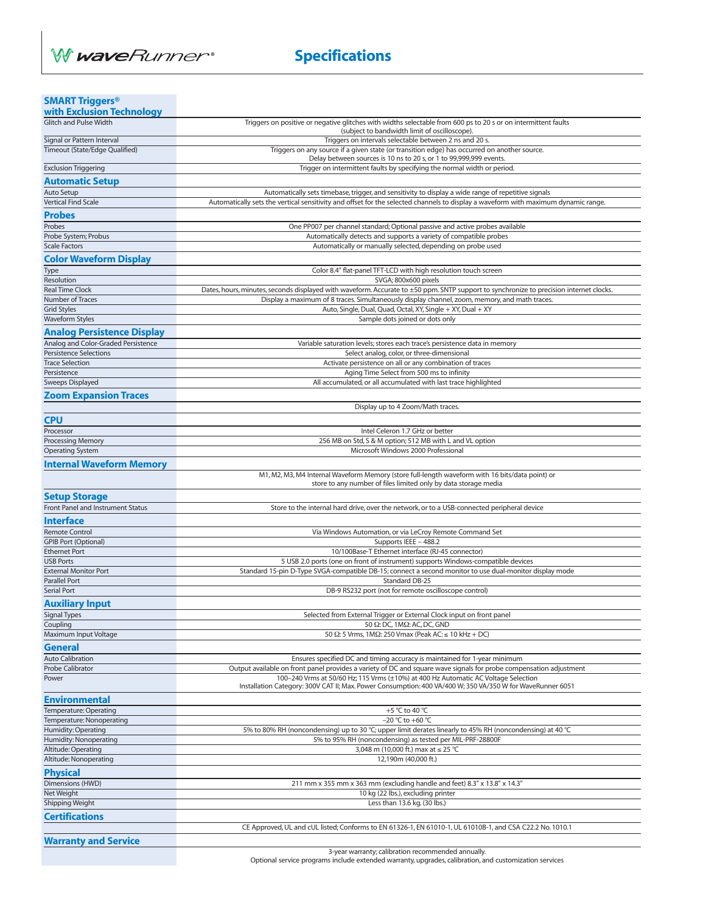# Specifications

## SMART Triggers® with Exclusion Technology

| | |
|---|---|
| Glitch and Pulse Width | Triggers on positive or negative glitches with widths selectable from 600 ps to 20 s or on intermittent faults (subject to bandwidth limit of oscilloscope). |
| Signal or Pattern Interval | Triggers on intervals selectable between 2 ns and 20 s. |
| Timeout (State/Edge Qualified) | Triggers on any source if a given state (or transition edge) has occurred on another source. Delay between sources is 10 ns to 20 s, or 1 to 99,999,999 events. |
| Exclusion Triggering | Trigger on intermittent faults by specifying the normal width or period. |

## Automatic Setup

| | |
|---|---|
| Auto Setup | Automatically sets timebase, trigger, and sensitivity to display a wide range of repetitive signals |
| Vertical Find Scale | Automatically sets the vertical sensitivity and offset for the selected channels to display a waveform with maximum dynamic range. |

## Probes

| | |
|---|---|
| Probes | One PP007 per channel standard; Optional passive and active probes available |
| Probe System; Probus | Automatically detects and supports a variety of compatible probes |
| Scale Factors | Automatically or manually selected, depending on probe used |

## Color Waveform Display

| | |
|---|---|
| Type | Color 8.4" flat-panel TFT-LCD with high resolution touch screen |
| Resolution | SVGA; 800x600 pixels |
| Real Time Clock | Dates, hours, minutes, seconds displayed with waveform. Accurate to ±50 ppm. SNTP support to synchronize to precision internet clocks. |
| Number of Traces | Display a maximum of 8 traces. Simultaneously display channel, zoom, memory, and math traces. |
| Grid Styles | Auto, Single, Dual, Quad, Octal, XY, Single + XY, Dual + XY |
| Waveform Styles | Sample dots joined or dots only |

## Analog Persistence Display

| | |
|---|---|
| Analog and Color-Graded Persistence | Variable saturation levels; stores each trace's persistence data in memory |
| Persistence Selections | Select analog, color, or three-dimensional |
| Trace Selection | Activate persistence on all or any combination of traces |
| Persistence | Aging Time Select from 500 ms to infinity |
| Sweeps Displayed | All accumulated, or all accumulated with last trace highlighted |

## Zoom Expansion Traces

Display up to 4 Zoom/Math traces.

## CPU

| | |
|---|---|
| Processor | Intel Celeron 1.7 GHz or better |
| Processing Memory | 256 MB on Std, S & M option; 512 MB with L and VL option |
| Operating System | Microsoft Windows 2000 Professional |

## Internal Waveform Memory

M1, M2, M3, M4 Internal Waveform Memory (store full-length waveform with 16 bits/data point) or store to any number of files limited only by data storage media

## Setup Storage

| | |
|---|---|
| Front Panel and Instrument Status | Store to the internal hard drive, over the network, or to a USB-connected peripheral device |

## Interface

| | |
|---|---|
| Remote Control | Via Windows Automation, or via LeCroy Remote Command Set |
| GPIB Port (Optional) | Supports IEEE – 488.2 |
| Ethernet Port | 10/100Base-T Ethernet interface (RJ-45 connector) |
| USB Ports | 5 USB 2.0 ports (one on front of instrument) supports Windows-compatible devices |
| External Monitor Port | Standard 15-pin D-Type SVGA-compatible DB-15; connect a second monitor to use dual-monitor display mode |
| Parallel Port | Standard DB-25 |
| Serial Port | DB-9 RS232 port (not for remote oscilloscope control) |

## Auxiliary Input

| | |
|---|---|
| Signal Types | Selected from External Trigger or External Clock input on front panel |
| Coupling | 50 Ω: DC, 1MΩ: AC, DC, GND |
| Maximum Input Voltage | 50 Ω: 5 Vrms, 1MΩ: 250 Vmax (Peak AC: ≤ 10 kHz + DC) |

## General

| | |
|---|---|
| Auto Calibration | Ensures specified DC and timing accuracy is maintained for 1-year minimum |
| Probe Calibrator | Output available on front panel provides a variety of DC and square wave signals for probe compensation adjustment |
| Power | 100–240 Vrms at 50/60 Hz; 115 Vrms (±10%) at 400 Hz Automatic AC Voltage Selection<br>Installation Category: 300V CAT II; Max. Power Consumption: 400 VA/400 W; 350 VA/350 W for WaveRunner 6051 |

## Environmental

| | |
|---|---|
| Temperature: Operating | +5 °C to 40 °C |
| Temperature: Nonoperating | –20 °C to +60 °C |
| Humidity: Operating | 5% to 80% RH (noncondensing) up to 30 °C; upper limit derates linearly to 45% RH (noncondensing) at 40 °C |
| Humidity: Nonoperating | 5% to 95% RH (noncondensing) as tested per MIL-PRF-28800F |
| Altitude: Operating | 3,048 m (10,000 ft.) max at ≤ 25 °C |
| Altitude: Nonoperating | 12,190m (40,000 ft.) |

## Physical

| | |
|---|---|
| Dimensions (HWD) | 211 mm x 355 mm x 363 mm (excluding handle and feet) 8.3" x 13.8" x 14.3" |
| Net Weight | 10 kg (22 lbs.), excluding printer |
| Shipping Weight | Less than 13.6 kg. (30 lbs.) |

## Certifications

CE Approved, UL and cUL listed; Conforms to EN 61326-1, EN 61010-1, UL 61010B-1, and CSA C22.2 No. 1010.1

## Warranty and Service

3-year warranty; calibration recommended annually.
Optional service programs include extended warranty, upgrades, calibration, and customization services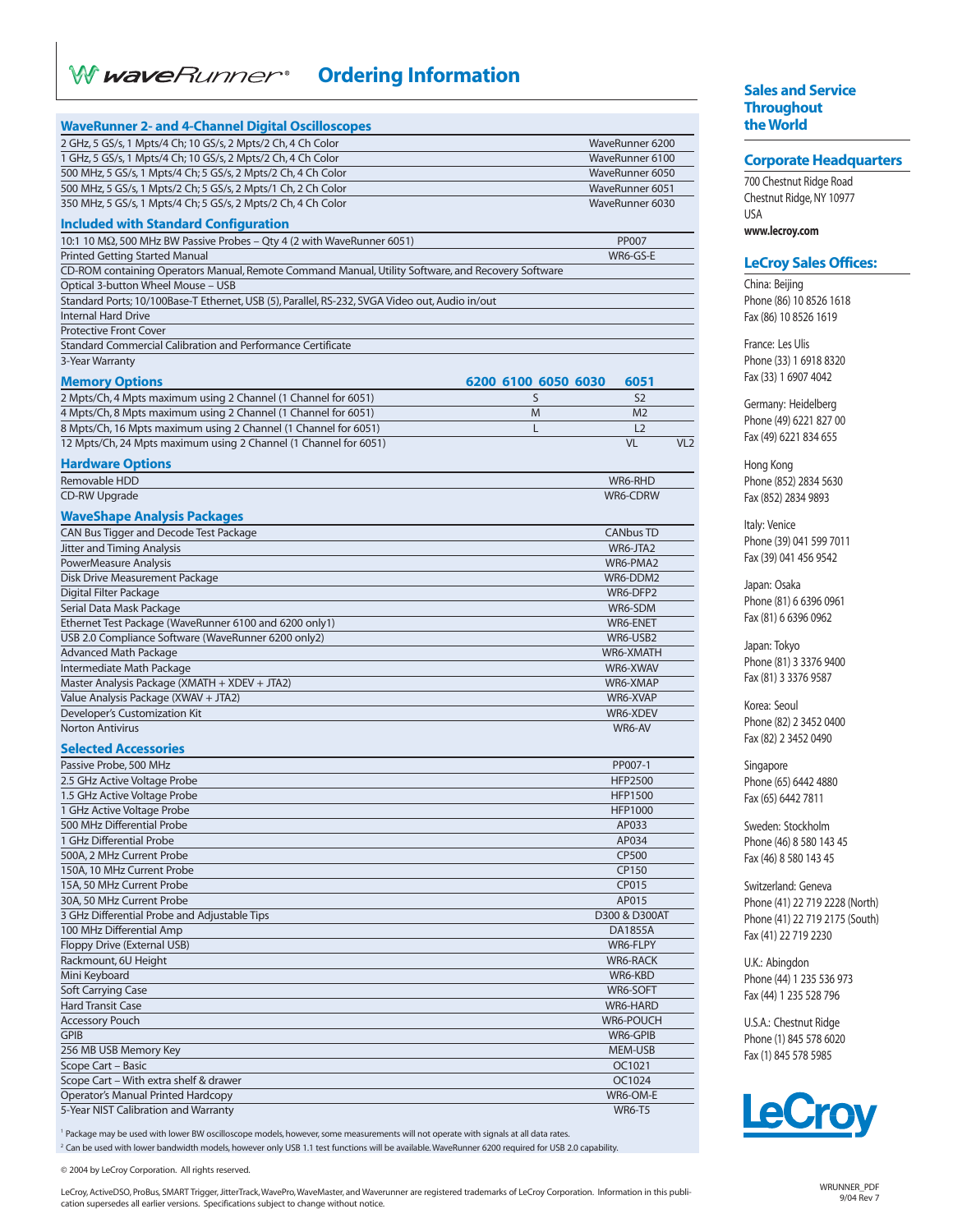# WaveRunner® Ordering Information

## WaveRunner 2- and 4-Channel Digital Oscilloscopes

| | |
|---|---|
| 2 GHz, 5 GS/s, 1 Mpts/4 Ch; 10 GS/s, 2 Mpts/2 Ch, 4 Ch Color | WaveRunner 6200 |
| 1 GHz, 5 GS/s, 1 Mpts/4 Ch; 10 GS/s, 2 Mpts/2 Ch, 4 Ch Color | WaveRunner 6100 |
| 500 MHz, 5 GS/s, 1 Mpts/4 Ch; 5 GS/s, 2 Mpts/2 Ch, 4 Ch Color | WaveRunner 6050 |
| 500 MHz, 5 GS/s, 1 Mpts/2 Ch; 5 GS/s, 2 Mpts/1 Ch, 2 Ch Color | WaveRunner 6051 |
| 350 MHz, 5 GS/s, 1 Mpts/4 Ch; 5 GS/s, 2 Mpts/2 Ch, 4 Ch Color | WaveRunner 6030 |

## Included with Standard Configuration

| | |
|---|---|
| 10:1 10 MΩ, 500 MHz BW Passive Probes – Qty 4 (2 with WaveRunner 6051) | PP007 |
| Printed Getting Started Manual | WR6-GS-E |
| CD-ROM containing Operators Manual, Remote Command Manual, Utility Software, and Recovery Software | |
| Optical 3-button Wheel Mouse – USB | |
| Standard Ports; 10/100Base-T Ethernet, USB (5), Parallel, RS-232, SVGA Video out, Audio in/out | |
| Internal Hard Drive | |
| Protective Front Cover | |
| Standard Commercial Calibration and Performance Certificate | |
| 3-Year Warranty | |

## Memory Options

| Memory Options | 6200 6100 6050 6030 | 6051 |
|---|---|---|
| 2 Mpts/Ch, 4 Mpts maximum using 2 Channel (1 Channel for 6051) | S | S2 |
| 4 Mpts/Ch, 8 Mpts maximum using 2 Channel (1 Channel for 6051) | M | M2 |
| 8 Mpts/Ch, 16 Mpts maximum using 2 Channel (1 Channel for 6051) | L | L2 |
| 12 Mpts/Ch, 24 Mpts maximum using 2 Channel (1 Channel for 6051) | VL | VL2 |

## Hardware Options

| | |
|---|---|
| Removable HDD | WR6-RHD |
| CD-RW Upgrade | WR6-CDRW |

## WaveShape Analysis Packages

| | |
|---|---|
| CAN Bus Tigger and Decode Test Package | CANbus TD |
| Jitter and Timing Analysis | WR6-JTA2 |
| PowerMeasure Analysis | WR6-PMA2 |
| Disk Drive Measurement Package | WR6-DDM2 |
| Digital Filter Package | WR6-DFP2 |
| Serial Data Mask Package | WR6-SDM |
| Ethernet Test Package (WaveRunner 6100 and 6200 only1) | WR6-ENET |
| USB 2.0 Compliance Software (WaveRunner 6200 only2) | WR6-USB2 |
| Advanced Math Package | WR6-XMATH |
| Intermediate Math Package | WR6-XWAV |
| Master Analysis Package (XMATH + XDEV + JTA2) | WR6-XMAP |
| Value Analysis Package (XWAV + JTA2) | WR6-XVAP |
| Developer's Customization Kit | WR6-XDEV |
| Norton Antivirus | WR6-AV |

## Selected Accessories

| | |
|---|---|
| Passive Probe, 500 MHz | PP007-1 |
| 2.5 GHz Active Voltage Probe | HFP2500 |
| 1.5 GHz Active Voltage Probe | HFP1500 |
| 1 GHz Active Voltage Probe | HFP1000 |
| 500 MHz Differential Probe | AP033 |
| 1 GHz Differential Probe | AP034 |
| 500A, 2 MHz Current Probe | CP500 |
| 150A, 10 MHz Current Probe | CP150 |
| 15A, 50 MHz Current Probe | CP015 |
| 30A, 50 MHz Current Probe | AP015 |
| 3 GHz Differential Probe and Adjustable Tips | D300 & D300AT |
| 100 MHz Differential Amp | DA1855A |
| Floppy Drive (External USB) | WR6-FLPY |
| Rackmount, 6U Height | WR6-RACK |
| Mini Keyboard | WR6-KBD |
| Soft Carrying Case | WR6-SOFT |
| Hard Transit Case | WR6-HARD |
| Accessory Pouch | WR6-POUCH |
| GPIB | WR6-GPIB |
| 256 MB USB Memory Key | MEM-USB |
| Scope Cart – Basic | OC1021 |
| Scope Cart – With extra shelf & drawer | OC1024 |
| Operator's Manual Printed Hardcopy | WR6-OM-E |
| 5-Year NIST Calibration and Warranty | WR6-T5 |

[1] Package may be used with lower BW oscilloscope models, however, some measurements will not operate with signals at all data rates.

[2] Can be used with lower bandwidth models, however only USB 1.1 test functions will be available. WaveRunner 6200 required for USB 2.0 capability.

© 2004 by LeCroy Corporation. All rights reserved.

LeCroy, ActiveDSO, ProBus, SMART Trigger, JitterTrack, WavePro, WaveMaster, and Waverunner are registered trademarks of LeCroy Corporation. Information in this publication supersedes all earlier versions. Specifications subject to change without notice.

## Sales and Service Throughout the World

### Corporate Headquarters

700 Chestnut Ridge Road
Chestnut Ridge, NY 10977
USA
**www.lecroy.com**

### LeCroy Sales Offices:

China: Beijing
Phone (86) 10 8526 1618
Fax (86) 10 8526 1619

France: Les Ulis
Phone (33) 1 6918 8320
Fax (33) 1 6907 4042

Germany: Heidelberg
Phone (49) 6221 827 00
Fax (49) 6221 834 655

Hong Kong
Phone (852) 2834 5630
Fax (852) 2834 9893

Italy: Venice
Phone (39) 041 599 7011
Fax (39) 041 456 9542

Japan: Osaka
Phone (81) 6 6396 0961
Fax (81) 6 6396 0962

Japan: Tokyo
Phone (81) 3 3376 9400
Fax (81) 3 3376 9587

Korea: Seoul
Phone (82) 2 3452 0400
Fax (82) 2 3452 0490

Singapore
Phone (65) 6442 4880
Fax (65) 6442 7811

Sweden: Stockholm
Phone (46) 8 580 143 45
Fax (46) 8 580 143 45

Switzerland: Geneva
Phone (41) 22 719 2228 (North)
Phone (41) 22 719 2175 (South)
Fax (41) 22 719 2230

U.K.: Abingdon
Phone (44) 1 235 536 973
Fax (44) 1 235 528 796

U.S.A.: Chestnut Ridge
Phone (1) 845 578 6020
Fax (1) 845 578 5985

LeCroy

WRUNNER_PDF
9/04 Rev 7